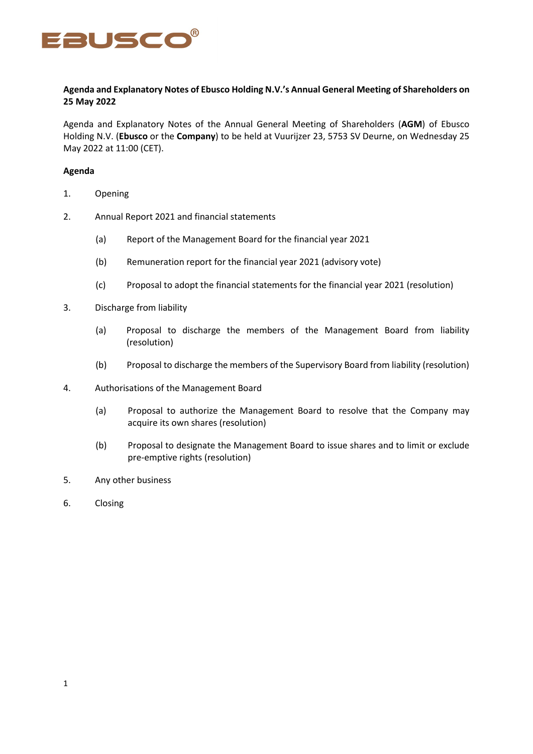**Agenda and Explanatory Notes of Ebusco Holding N.V.'s Annual General Meeting of Shareholders on 25 May 2022**

Agenda and Explanatory Notes of the Annual General Meeting of Shareholders (**AGM**) of Ebusco Holding N.V. (**Ebusco** or the **Company**) to be held at Vuurijzer 23, 5753 SV Deurne, on Wednesday 25 May 2022 at 11:00 (CET).

**Agenda**

1. Opening
2. Annual Report 2021 and financial statements
   - (a) Report of the Management Board for the financial year 2021
   - (b) Remuneration report for the financial year 2021 (advisory vote)
   - (c) Proposal to adopt the financial statements for the financial year 2021 (resolution)
3. Discharge from liability
   - (a) Proposal to discharge the members of the Management Board from liability (resolution)
   - (b) Proposal to discharge the members of the Supervisory Board from liability (resolution)
4. Authorisations of the Management Board
   - (a) Proposal to authorize the Management Board to resolve that the Company may acquire its own shares (resolution)
   - (b) Proposal to designate the Management Board to issue shares and to limit or exclude pre-emptive rights (resolution)
5. Any other business
6. Closing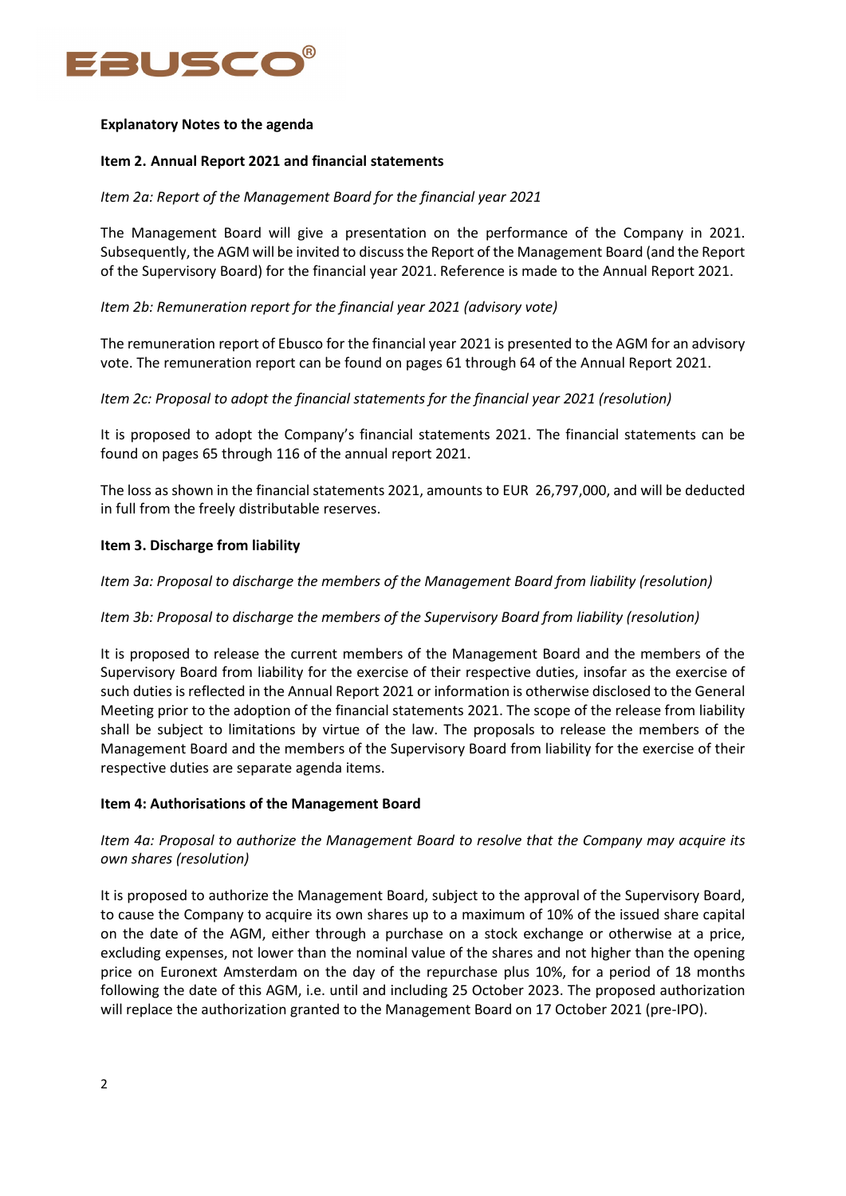**Explanatory Notes to the agenda**

**Item 2. Annual Report 2021 and financial statements**

*Item 2a: Report of the Management Board for the financial year 2021*

The Management Board will give a presentation on the performance of the Company in 2021. Subsequently, the AGM will be invited to discuss the Report of the Management Board (and the Report of the Supervisory Board) for the financial year 2021. Reference is made to the Annual Report 2021.

*Item 2b: Remuneration report for the financial year 2021 (advisory vote)*

The remuneration report of Ebusco for the financial year 2021 is presented to the AGM for an advisory vote. The remuneration report can be found on pages 61 through 64 of the Annual Report 2021.

*Item 2c: Proposal to adopt the financial statements for the financial year 2021 (resolution)*

It is proposed to adopt the Company's financial statements 2021. The financial statements can be found on pages 65 through 116 of the annual report 2021.

The loss as shown in the financial statements 2021, amounts to EUR 26,797,000, and will be deducted in full from the freely distributable reserves.

**Item 3. Discharge from liability**

*Item 3a: Proposal to discharge the members of the Management Board from liability (resolution)*

*Item 3b: Proposal to discharge the members of the Supervisory Board from liability (resolution)*

It is proposed to release the current members of the Management Board and the members of the Supervisory Board from liability for the exercise of their respective duties, insofar as the exercise of such duties is reflected in the Annual Report 2021 or information is otherwise disclosed to the General Meeting prior to the adoption of the financial statements 2021. The scope of the release from liability shall be subject to limitations by virtue of the law. The proposals to release the members of the Management Board and the members of the Supervisory Board from liability for the exercise of their respective duties are separate agenda items.

**Item 4: Authorisations of the Management Board**

*Item 4a: Proposal to authorize the Management Board to resolve that the Company may acquire its own shares (resolution)*

It is proposed to authorize the Management Board, subject to the approval of the Supervisory Board, to cause the Company to acquire its own shares up to a maximum of 10% of the issued share capital on the date of the AGM, either through a purchase on a stock exchange or otherwise at a price, excluding expenses, not lower than the nominal value of the shares and not higher than the opening price on Euronext Amsterdam on the day of the repurchase plus 10%, for a period of 18 months following the date of this AGM, i.e. until and including 25 October 2023. The proposed authorization will replace the authorization granted to the Management Board on 17 October 2021 (pre-IPO).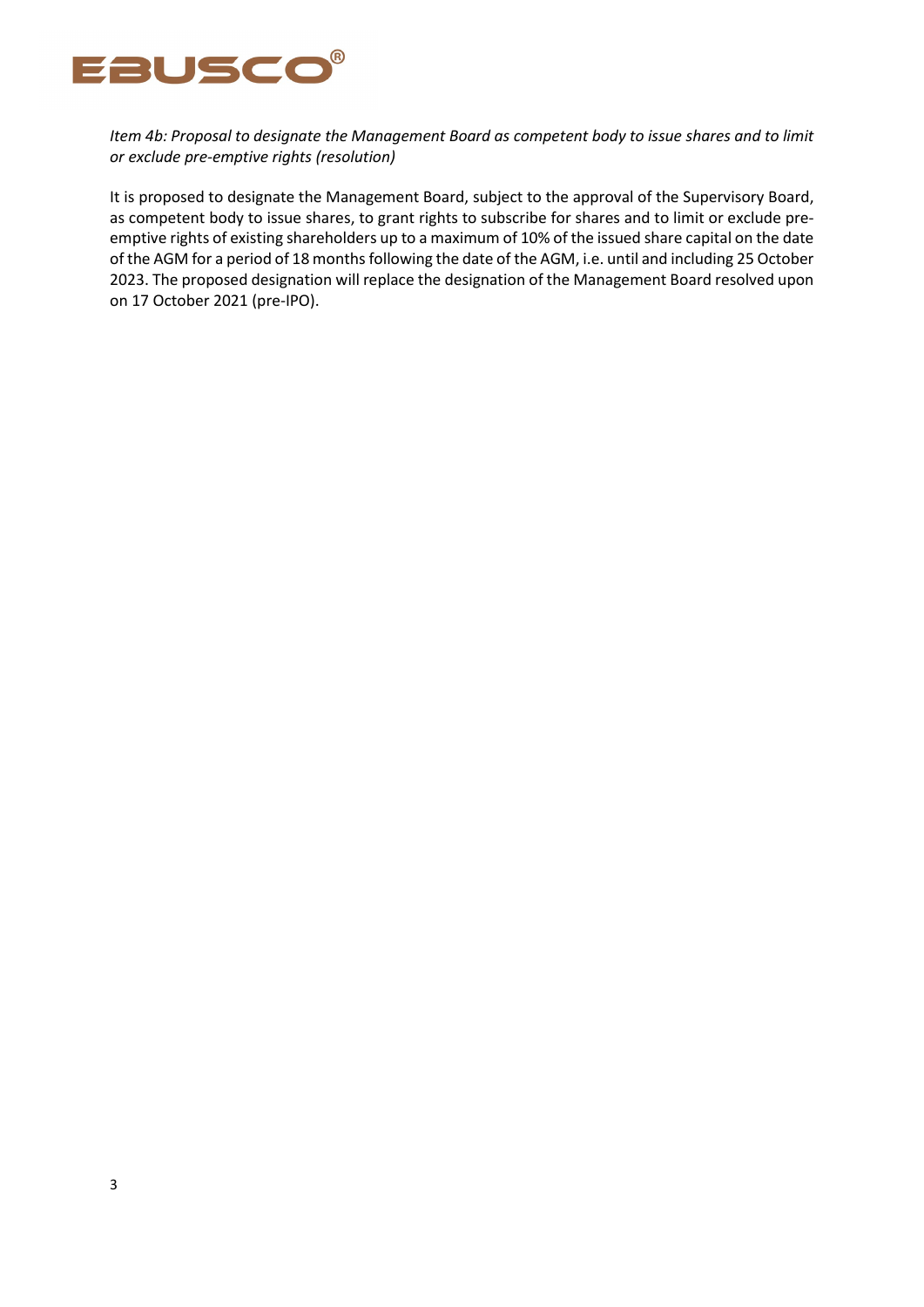*Item 4b: Proposal to designate the Management Board as competent body to issue shares and to limit or exclude pre-emptive rights (resolution)*

It is proposed to designate the Management Board, subject to the approval of the Supervisory Board, as competent body to issue shares, to grant rights to subscribe for shares and to limit or exclude pre-emptive rights of existing shareholders up to a maximum of 10% of the issued share capital on the date of the AGM for a period of 18 months following the date of the AGM, i.e. until and including 25 October 2023. The proposed designation will replace the designation of the Management Board resolved upon on 17 October 2021 (pre-IPO).